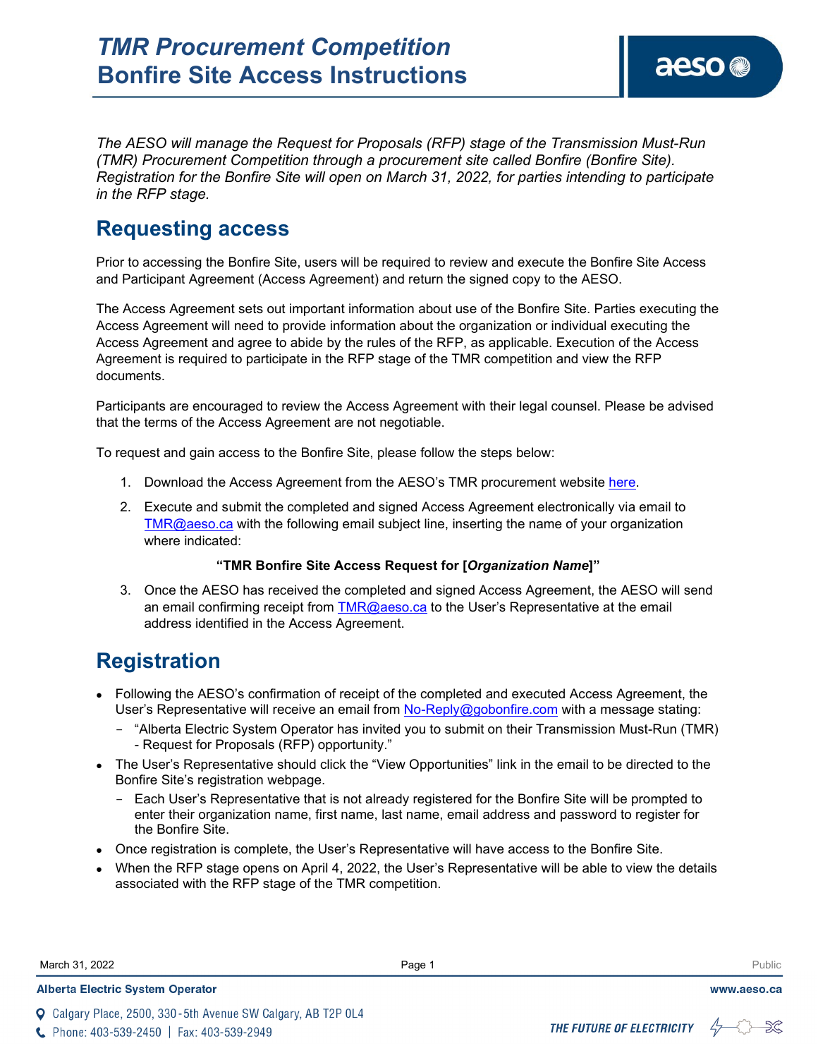# TMR Procurement Competition
# Bonfire Site Access Instructions

*The AESO will manage the Request for Proposals (RFP) stage of the Transmission Must-Run (TMR) Procurement Competition through a procurement site called Bonfire (Bonfire Site). Registration for the Bonfire Site will open on March 31, 2022, for parties intending to participate in the RFP stage.*

## Requesting access

Prior to accessing the Bonfire Site, users will be required to review and execute the Bonfire Site Access and Participant Agreement (Access Agreement) and return the signed copy to the AESO.

The Access Agreement sets out important information about use of the Bonfire Site. Parties executing the Access Agreement will need to provide information about the organization or individual executing the Access Agreement and agree to abide by the rules of the RFP, as applicable. Execution of the Access Agreement is required to participate in the RFP stage of the TMR competition and view the RFP documents.

Participants are encouraged to review the Access Agreement with their legal counsel. Please be advised that the terms of the Access Agreement are not negotiable.

To request and gain access to the Bonfire Site, please follow the steps below:

1. Download the Access Agreement from the AESO's TMR procurement website here.
2. Execute and submit the completed and signed Access Agreement electronically via email to TMR@aeso.ca with the following email subject line, inserting the name of your organization where indicated:

   **"TMR Bonfire Site Access Request for [*Organization Name*]"**

3. Once the AESO has received the completed and signed Access Agreement, the AESO will send an email confirming receipt from TMR@aeso.ca to the User's Representative at the email address identified in the Access Agreement.

## Registration

- Following the AESO's confirmation of receipt of the completed and executed Access Agreement, the User's Representative will receive an email from No-Reply@gobonfire.com with a message stating:
  - "Alberta Electric System Operator has invited you to submit on their Transmission Must-Run (TMR) - Request for Proposals (RFP) opportunity."
- The User's Representative should click the "View Opportunities" link in the email to be directed to the Bonfire Site's registration webpage.
  - Each User's Representative that is not already registered for the Bonfire Site will be prompted to enter their organization name, first name, last name, email address and password to register for the Bonfire Site.
- Once registration is complete, the User's Representative will have access to the Bonfire Site.
- When the RFP stage opens on April 4, 2022, the User's Representative will be able to view the details associated with the RFP stage of the TMR competition.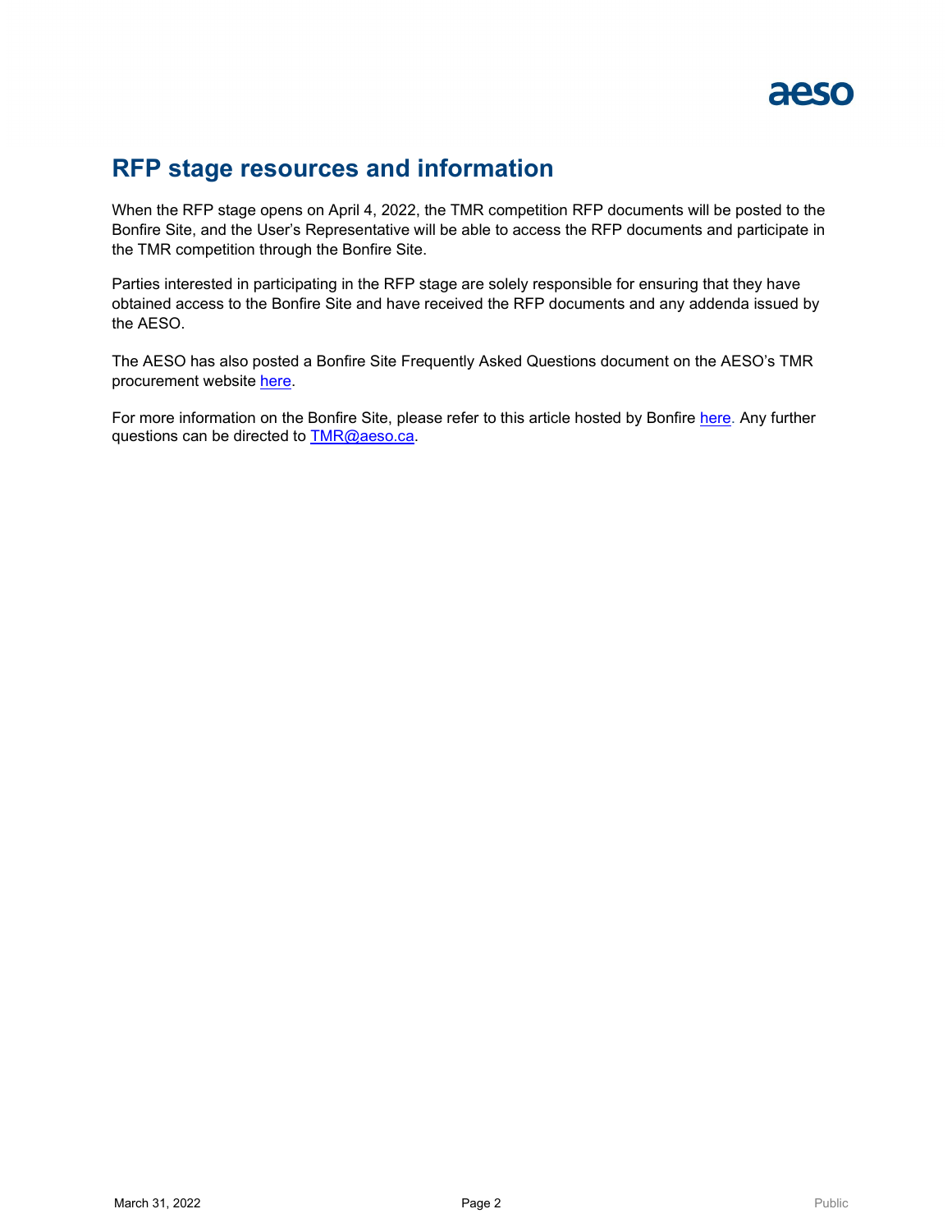## RFP stage resources and information

When the RFP stage opens on April 4, 2022, the TMR competition RFP documents will be posted to the Bonfire Site, and the User's Representative will be able to access the RFP documents and participate in the TMR competition through the Bonfire Site.

Parties interested in participating in the RFP stage are solely responsible for ensuring that they have obtained access to the Bonfire Site and have received the RFP documents and any addenda issued by the AESO.

The AESO has also posted a Bonfire Site Frequently Asked Questions document on the AESO's TMR procurement website here.

For more information on the Bonfire Site, please refer to this article hosted by Bonfire here. Any further questions can be directed to TMR@aeso.ca.